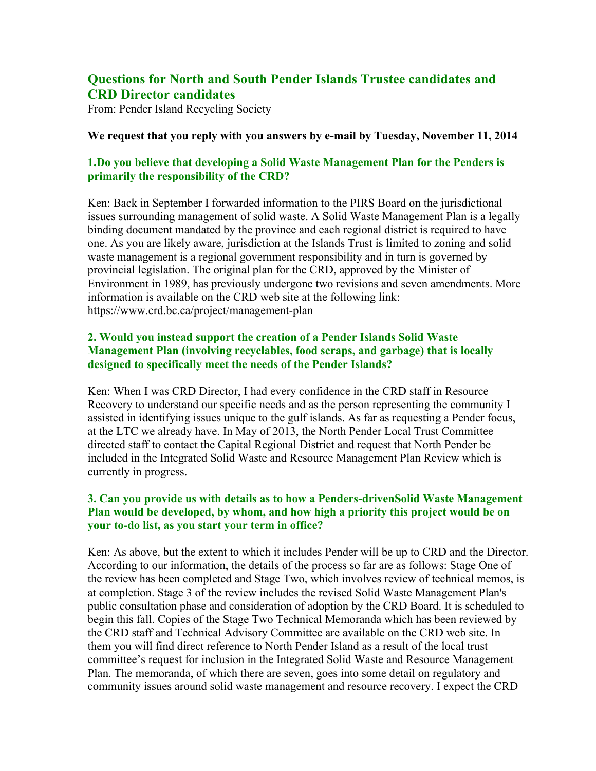## Questions for North and South Pender Islands Trustee candidates and CRD Director candidates

From: Pender Island Recycling Society

**We request that you reply with you answers by e-mail by Tuesday, November 11, 2014**

### 1.Do you believe that developing a Solid Waste Management Plan for the Penders is primarily the responsibility of the CRD?

Ken: Back in September I forwarded information to the PIRS Board on the jurisdictional issues surrounding management of solid waste. A Solid Waste Management Plan is a legally binding document mandated by the province and each regional district is required to have one. As you are likely aware, jurisdiction at the Islands Trust is limited to zoning and solid waste management is a regional government responsibility and in turn is governed by provincial legislation. The original plan for the CRD, approved by the Minister of Environment in 1989, has previously undergone two revisions and seven amendments. More information is available on the CRD web site at the following link: https://www.crd.bc.ca/project/management-plan

### 2. Would you instead support the creation of a Pender Islands Solid Waste Management Plan (involving recyclables, food scraps, and garbage) that is locally designed to specifically meet the needs of the Pender Islands?

Ken: When I was CRD Director, I had every confidence in the CRD staff in Resource Recovery to understand our specific needs and as the person representing the community I assisted in identifying issues unique to the gulf islands. As far as requesting a Pender focus, at the LTC we already have. In May of 2013, the North Pender Local Trust Committee directed staff to contact the Capital Regional District and request that North Pender be included in the Integrated Solid Waste and Resource Management Plan Review which is currently in progress.

### 3. Can you provide us with details as to how a Penders-drivenSolid Waste Management Plan would be developed, by whom, and how high a priority this project would be on your to-do list, as you start your term in office?

Ken: As above, but the extent to which it includes Pender will be up to CRD and the Director. According to our information, the details of the process so far are as follows: Stage One of the review has been completed and Stage Two, which involves review of technical memos, is at completion. Stage 3 of the review includes the revised Solid Waste Management Plan's public consultation phase and consideration of adoption by the CRD Board. It is scheduled to begin this fall. Copies of the Stage Two Technical Memoranda which has been reviewed by the CRD staff and Technical Advisory Committee are available on the CRD web site. In them you will find direct reference to North Pender Island as a result of the local trust committee's request for inclusion in the Integrated Solid Waste and Resource Management Plan. The memoranda, of which there are seven, goes into some detail on regulatory and community issues around solid waste management and resource recovery. I expect the CRD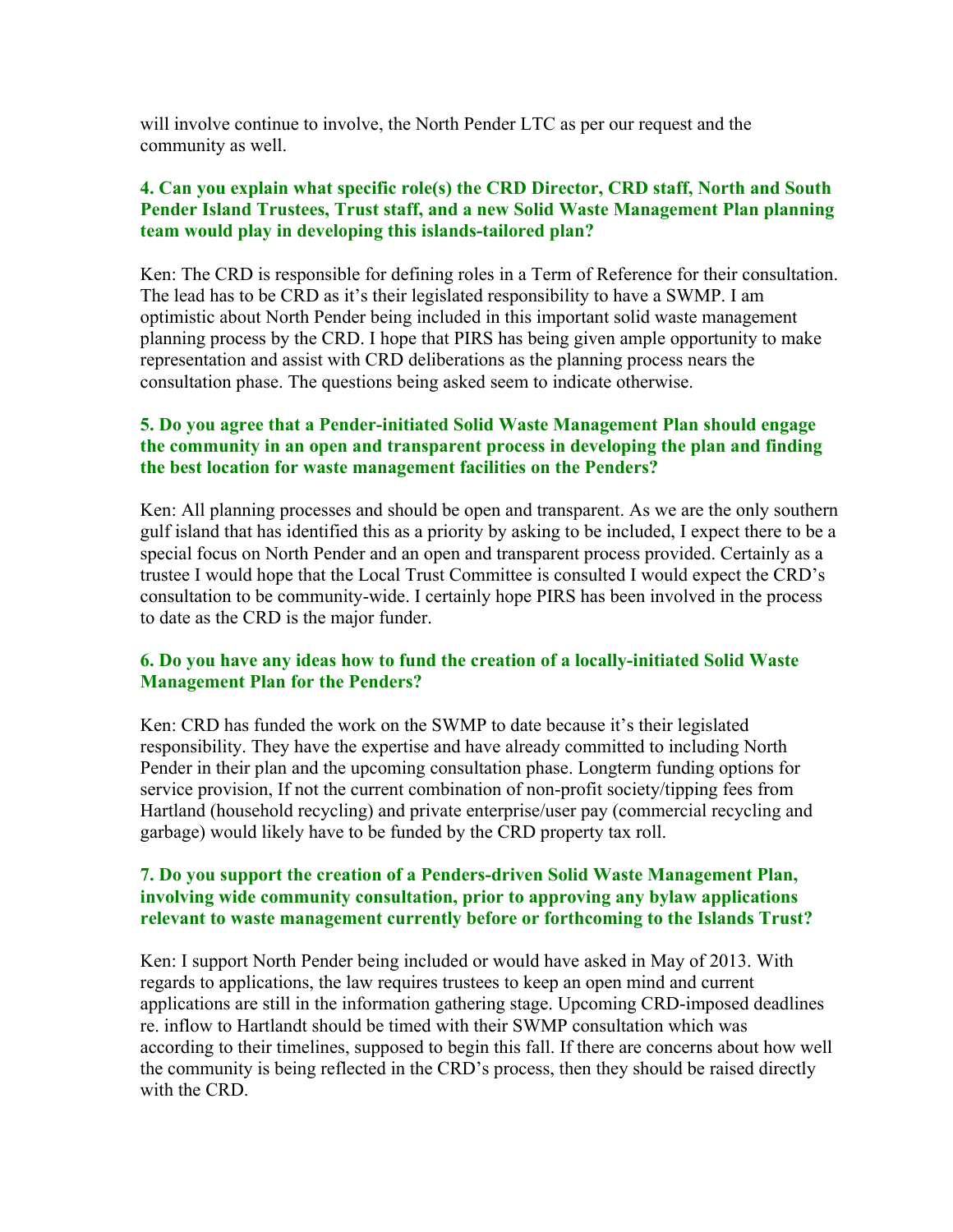will involve continue to involve, the North Pender LTC as per our request and the community as well.

**4. Can you explain what specific role(s) the CRD Director, CRD staff, North and South Pender Island Trustees, Trust staff, and a new Solid Waste Management Plan planning team would play in developing this islands-tailored plan?**

Ken: The CRD is responsible for defining roles in a Term of Reference for their consultation. The lead has to be CRD as it's their legislated responsibility to have a SWMP. I am optimistic about North Pender being included in this important solid waste management planning process by the CRD. I hope that PIRS has being given ample opportunity to make representation and assist with CRD deliberations as the planning process nears the consultation phase. The questions being asked seem to indicate otherwise.

**5. Do you agree that a Pender-initiated Solid Waste Management Plan should engage the community in an open and transparent process in developing the plan and finding the best location for waste management facilities on the Penders?**

Ken: All planning processes and should be open and transparent. As we are the only southern gulf island that has identified this as a priority by asking to be included, I expect there to be a special focus on North Pender and an open and transparent process provided. Certainly as a trustee I would hope that the Local Trust Committee is consulted I would expect the CRD's consultation to be community-wide. I certainly hope PIRS has been involved in the process to date as the CRD is the major funder.

**6. Do you have any ideas how to fund the creation of a locally-initiated Solid Waste Management Plan for the Penders?**

Ken: CRD has funded the work on the SWMP to date because it's their legislated responsibility. They have the expertise and have already committed to including North Pender in their plan and the upcoming consultation phase. Longterm funding options for service provision, If not the current combination of non-profit society/tipping fees from Hartland (household recycling) and private enterprise/user pay (commercial recycling and garbage) would likely have to be funded by the CRD property tax roll.

**7. Do you support the creation of a Penders-driven Solid Waste Management Plan, involving wide community consultation, prior to approving any bylaw applications relevant to waste management currently before or forthcoming to the Islands Trust?**

Ken: I support North Pender being included or would have asked in May of 2013. With regards to applications, the law requires trustees to keep an open mind and current applications are still in the information gathering stage. Upcoming CRD-imposed deadlines re. inflow to Hartlandt should be timed with their SWMP consultation which was according to their timelines, supposed to begin this fall. If there are concerns about how well the community is being reflected in the CRD's process, then they should be raised directly with the CRD.